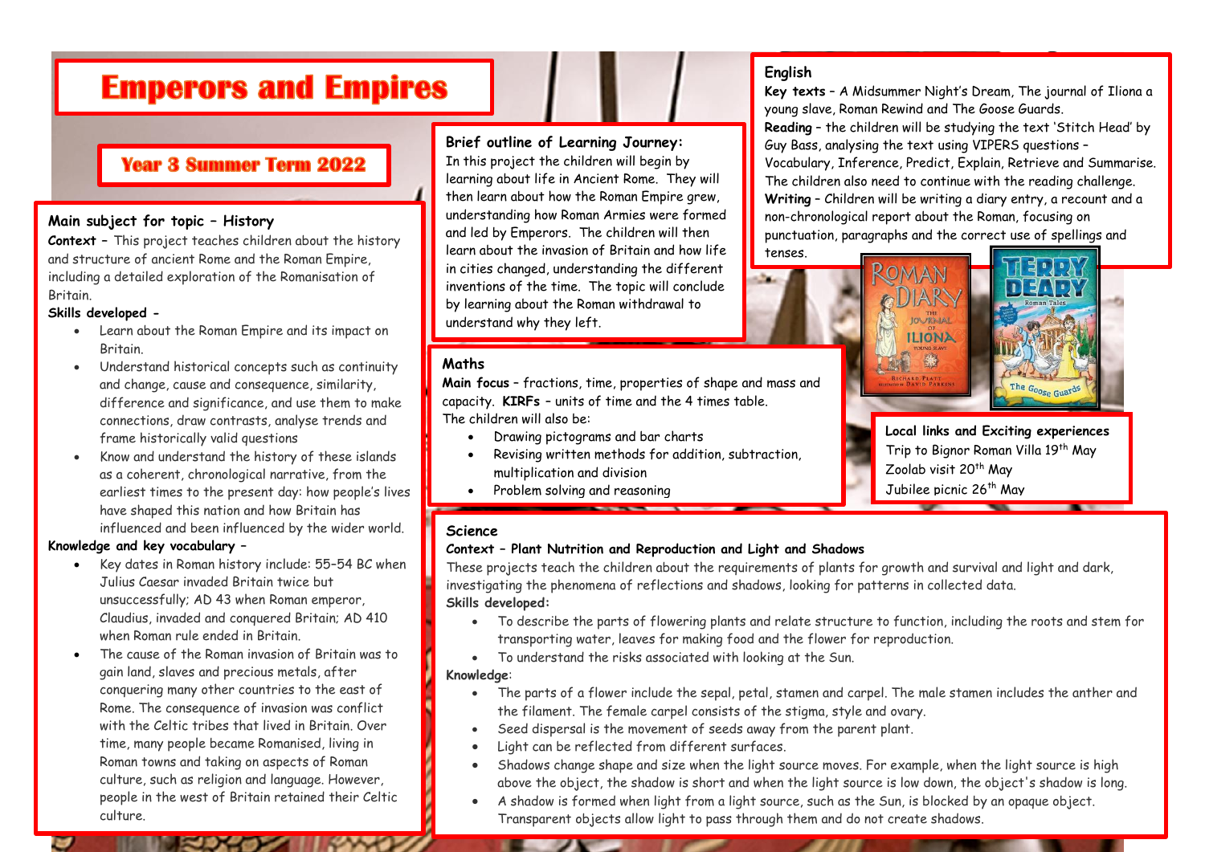# Emperors and Empires

## Year 3 Summer Term 2022

### Main subject for topic – History

***Context*** – This project teaches children about the history and structure of ancient Rome and the Roman Empire, including a detailed exploration of the Romanisation of Britain.

**Skills developed -**

- Learn about the Roman Empire and its impact on Britain.
- Understand historical concepts such as continuity and change, cause and consequence, similarity, difference and significance, and use them to make connections, draw contrasts, analyse trends and frame historically valid questions
- Know and understand the history of these islands as a coherent, chronological narrative, from the earliest times to the present day: how people's lives have shaped this nation and how Britain has influenced and been influenced by the wider world.

**Knowledge and key vocabulary –**

- Key dates in Roman history include: 55–54 BC when Julius Caesar invaded Britain twice but unsuccessfully; AD 43 when Roman emperor, Claudius, invaded and conquered Britain; AD 410 when Roman rule ended in Britain.
- The cause of the Roman invasion of Britain was to gain land, slaves and precious metals, after conquering many other countries to the east of Rome. The consequence of invasion was conflict with the Celtic tribes that lived in Britain. Over time, many people became Romanised, living in Roman towns and taking on aspects of Roman culture, such as religion and language. However, people in the west of Britain retained their Celtic culture.

### Brief outline of Learning Journey:

In this project the children will begin by learning about life in Ancient Rome. They will then learn about how the Roman Empire grew, understanding how Roman Armies were formed and led by Emperors. The children will then learn about the invasion of Britain and how life in cities changed, understanding the different inventions of the time. The topic will conclude by learning about the Roman withdrawal to understand why they left.

### English

**Key texts** – A Midsummer Night's Dream, The journal of Iliona a young slave, Roman Rewind and The Goose Guards.

**Reading** – the children will be studying the text 'Stitch Head' by Guy Bass, analysing the text using VIPERS questions – Vocabulary, Inference, Predict, Explain, Retrieve and Summarise. The children also need to continue with the reading challenge.

**Writing** – Children will be writing a diary entry, a recount and a non-chronological report about the Roman, focusing on punctuation, paragraphs and the correct use of spellings and tenses.

### Maths

**Main focus** – fractions, time, properties of shape and mass and capacity. **KIRFs** – units of time and the 4 times table.

The children will also be:

- Drawing pictograms and bar charts
- Revising written methods for addition, subtraction, multiplication and division
- Problem solving and reasoning

### Local links and Exciting experiences

Trip to Bignor Roman Villa 19th May
Zoolab visit 20th May
Jubilee picnic 26th May

### Science

**Context – Plant Nutrition and Reproduction and Light and Shadows**

These projects teach the children about the requirements of plants for growth and survival and light and dark, investigating the phenomena of reflections and shadows, looking for patterns in collected data.

**Skills developed:**

- To describe the parts of flowering plants and relate structure to function, including the roots and stem for transporting water, leaves for making food and the flower for reproduction.
- To understand the risks associated with looking at the Sun.

**Knowledge:**

- The parts of a flower include the sepal, petal, stamen and carpel. The male stamen includes the anther and the filament. The female carpel consists of the stigma, style and ovary.
- Seed dispersal is the movement of seeds away from the parent plant.
- Light can be reflected from different surfaces.
- Shadows change shape and size when the light source moves. For example, when the light source is high above the object, the shadow is short and when the light source is low down, the object's shadow is long.
- A shadow is formed when light from a light source, such as the Sun, is blocked by an opaque object. Transparent objects allow light to pass through them and do not create shadows.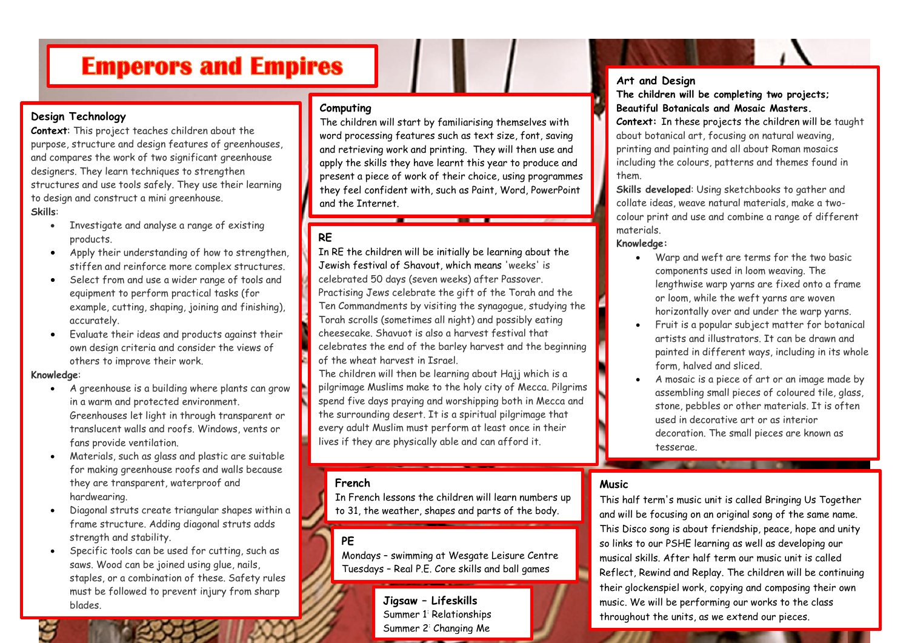# Emperors and Empires

## Design Technology

**Context**: This project teaches children about the purpose, structure and design features of greenhouses, and compares the work of two significant greenhouse designers. They learn techniques to strengthen structures and use tools safely. They use their learning to design and construct a mini greenhouse.

**Skills**:

- Investigate and analyse a range of existing products.
- Apply their understanding of how to strengthen, stiffen and reinforce more complex structures.
- Select from and use a wider range of tools and equipment to perform practical tasks (for example, cutting, shaping, joining and finishing), accurately.
- Evaluate their ideas and products against their own design criteria and consider the views of others to improve their work.

**Knowledge**:

- A greenhouse is a building where plants can grow in a warm and protected environment. Greenhouses let light in through transparent or translucent walls and roofs. Windows, vents or fans provide ventilation.
- Materials, such as glass and plastic are suitable for making greenhouse roofs and walls because they are transparent, waterproof and hardwearing.
- Diagonal struts create triangular shapes within a frame structure. Adding diagonal struts adds strength and stability.
- Specific tools can be used for cutting, such as saws. Wood can be joined using glue, nails, staples, or a combination of these. Safety rules must be followed to prevent injury from sharp blades.

## Computing

The children will start by familiarising themselves with word processing features such as text size, font, saving and retrieving work and printing. They will then use and apply the skills they have learnt this year to produce and present a piece of work of their choice, using programmes they feel confident with, such as Paint, Word, PowerPoint and the Internet.

## RE

In RE the children will be initially be learning about the Jewish festival of Shavout, which means 'weeks' is celebrated 50 days (seven weeks) after Passover. Practising Jews celebrate the gift of the Torah and the Ten Commandments by visiting the synagogue, studying the Torah scrolls (sometimes all night) and possibly eating cheesecake. Shavuot is also a harvest festival that celebrates the end of the barley harvest and the beginning of the wheat harvest in Israel.

The children will then be learning about Hajj which is a pilgrimage Muslims make to the holy city of Mecca. Pilgrims spend five days praying and worshipping both in Mecca and the surrounding desert. It is a spiritual pilgrimage that every adult Muslim must perform at least once in their lives if they are physically able and can afford it.

## French

In French lessons the children will learn numbers up to 31, the weather, shapes and parts of the body.

## PE

Mondays – swimming at Wesgate Leisure Centre
Tuesdays – Real P.E. Core skills and ball games

## Jigsaw – Lifeskills

Summer 1: Relationships
Summer 2: Changing Me

## Art and Design

**The children will be completing two projects; Beautiful Botanicals and Mosaic Masters.**

**Context:** In these projects the children will be taught about botanical art, focusing on natural weaving, printing and painting and all about Roman mosaics including the colours, patterns and themes found in them.

**Skills developed**: Using sketchbooks to gather and collate ideas, weave natural materials, make a two-colour print and use and combine a range of different materials.

**Knowledge:**

- Warp and weft are terms for the two basic components used in loom weaving. The lengthwise warp yarns are fixed onto a frame or loom, while the weft yarns are woven horizontally over and under the warp yarns.
- Fruit is a popular subject matter for botanical artists and illustrators. It can be drawn and painted in different ways, including in its whole form, halved and sliced.
- A mosaic is a piece of art or an image made by assembling small pieces of coloured tile, glass, stone, pebbles or other materials. It is often used in decorative art or as interior decoration. The small pieces are known as tesserae.

## Music

This half term's music unit is called Bringing Us Together and will be focusing on an original song of the same name. This Disco song is about friendship, peace, hope and unity so links to our PSHE learning as well as developing our musical skills. After half term our music unit is called Reflect, Rewind and Replay. The children will be continuing their glockenspiel work, copying and composing their own music. We will be performing our works to the class throughout the units, as we extend our pieces.